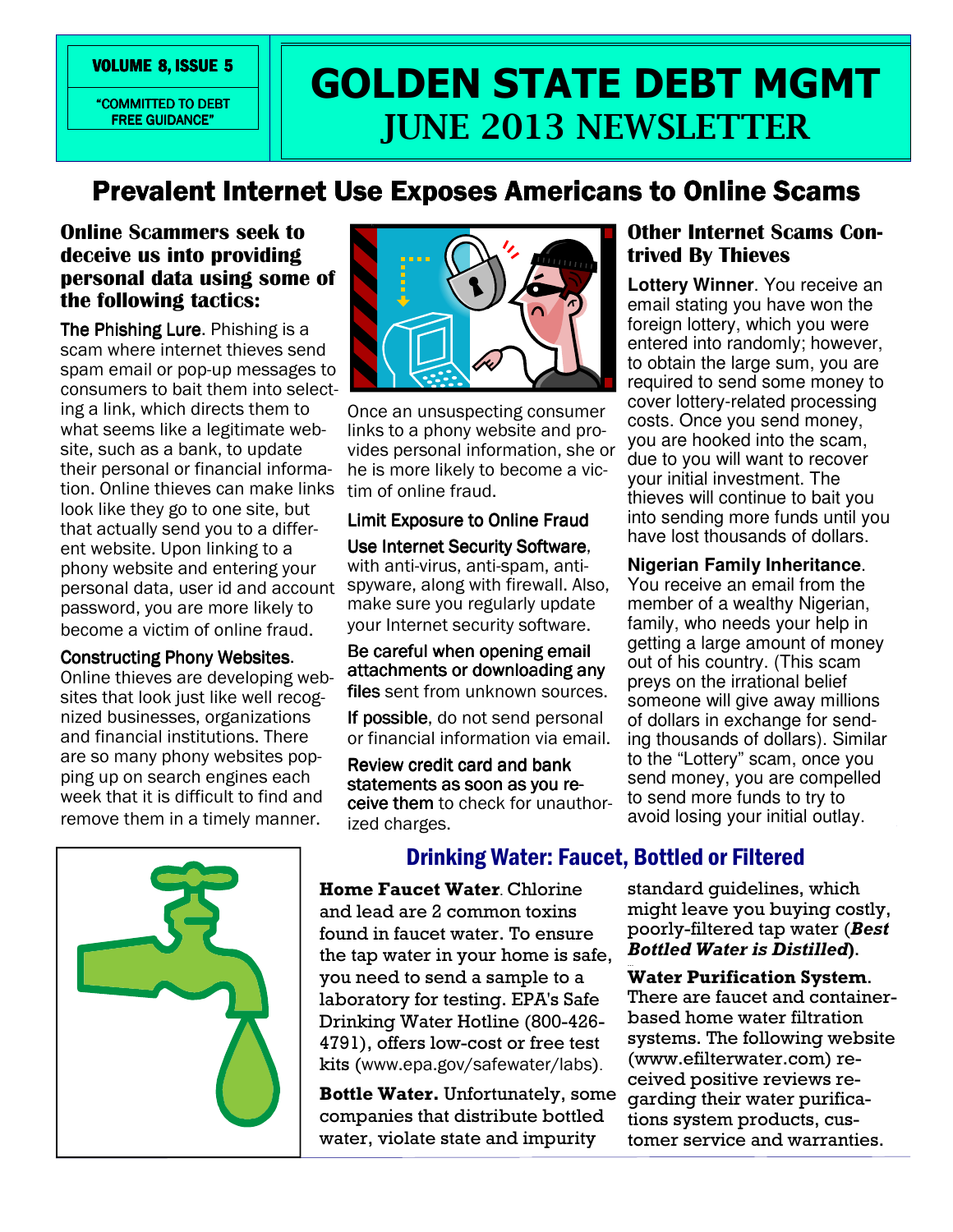VOLUME 8, ISSUE 5

"COMMITTED TO DEBT FREE GUIDANCE"

# GOLDEN STATE DEBT MGMT
# JUNE 2013 NEWSLETTER

## Prevalent Internet Use Exposes Americans to Online Scams

### Online Scammers seek to deceive us into providing personal data using some of the following tactics:

**The Phishing Lure**. Phishing is a scam where internet thieves send spam email or pop-up messages to consumers to bait them into selecting a link, which directs them to what seems like a legitimate website, such as a bank, to update their personal or financial information. Online thieves can make links look like they go to one site, but that actually send you to a different website. Upon linking to a phony website and entering your personal data, user id and account password, you are more likely to become a victim of online fraud.

**Constructing Phony Websites**. Online thieves are developing websites that look just like well recognized businesses, organizations and financial institutions. There are so many phony websites popping up on search engines each week that it is difficult to find and remove them in a timely manner.

Once an unsuspecting consumer links to a phony website and provides personal information, she or he is more likely to become a victim of online fraud.

**Limit Exposure to Online Fraud**

**Use Internet Security Software**, with anti-virus, anti-spam, anti-spyware, along with firewall. Also, make sure you regularly update your Internet security software.

**Be careful when opening email attachments or downloading any files** sent from unknown sources.

**If possible**, do not send personal or financial information via email.

**Review credit card and bank statements as soon as you receive them** to check for unauthorized charges.

### Other Internet Scams Contrived By Thieves

**Lottery Winner**. You receive an email stating you have won the foreign lottery, which you were entered into randomly; however, to obtain the large sum, you are required to send some money to cover lottery-related processing costs. Once you send money, you are hooked into the scam, due to you will want to recover your initial investment. The thieves will continue to bait you into sending more funds until you have lost thousands of dollars.

**Nigerian Family Inheritance**. You receive an email from the member of a wealthy Nigerian, family, who needs your help in getting a large amount of money out of his country. (This scam preys on the irrational belief someone will give away millions of dollars in exchange for sending thousands of dollars). Similar to the "Lottery" scam, once you send money, you are compelled to send more funds to try to avoid losing your initial outlay.

## Drinking Water: Faucet, Bottled or Filtered

**Home Faucet Water**. Chlorine and lead are 2 common toxins found in faucet water. To ensure the tap water in your home is safe, you need to send a sample to a laboratory for testing. EPA's Safe Drinking Water Hotline (800-426-4791), offers low-cost or free test kits (www.epa.gov/safewater/labs).

**Bottle Water.** Unfortunately, some companies that distribute bottled water, violate state and impurity standard guidelines, which might leave you buying costly, poorly-filtered tap water (***Best Bottled Water is Distilled***).

**Water Purification System**. There are faucet and container-based home water filtration systems. The following website (www.efilterwater.com) received positive reviews regarding their water purifications system products, customer service and warranties.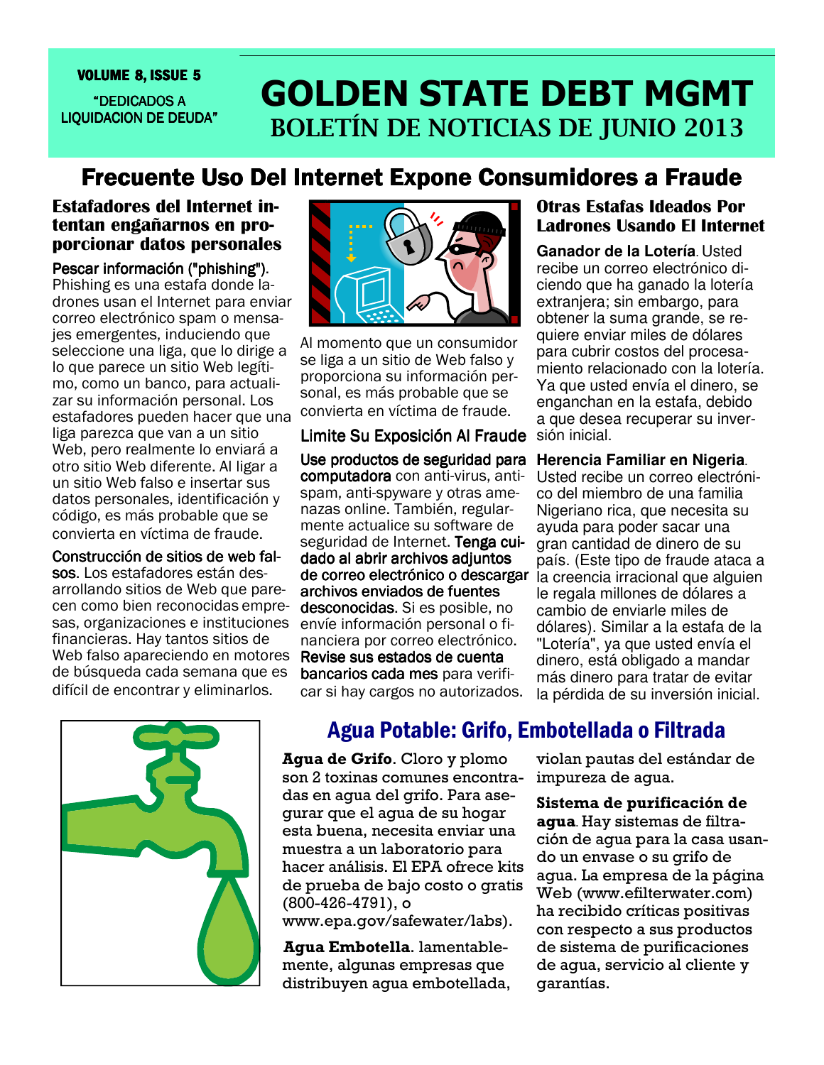VOLUME 8, ISSUE 5

"DEDICADOS A LIQUIDACION DE DEUDA"

# GOLDEN STATE DEBT MGMT

## BOLETÍN DE NOTICIAS DE JUNIO 2013

## Frecuente Uso Del Internet Expone Consumidores a Fraude

### Estafadores del Internet intentan engañarnos en proporcionar datos personales

**Pescar información ("phishing")**. Phishing es una estafa donde ladrones usan el Internet para enviar correo electrónico spam o mensajes emergentes, induciendo que seleccione una liga, que lo dirige a lo que parece un sitio Web legítimo, como un banco, para actualizar su información personal. Los estafadores pueden hacer que una liga parezca que van a un sitio Web, pero realmente lo enviará a otro sitio Web diferente. Al ligar a un sitio Web falso e insertar sus datos personales, identificación y código, es más probable que se convierta en víctima de fraude.

**Construcción de sitios de web falsos**. Los estafadores están desarrollando sitios de Web que parecen como bien reconocidas empresas, organizaciones e instituciones financieras. Hay tantos sitios de Web falso apareciendo en motores de búsqueda cada semana que es difícil de encontrar y eliminarlos.

Al momento que un consumidor se liga a un sitio de Web falso y proporciona su información personal, es más probable que se convierta en víctima de fraude.

### Limite Su Exposición Al Fraude

**Use productos de seguridad para computadora** con anti-virus, anti-spam, anti-spyware y otras amenazas online. También, regularmente actualice su software de seguridad de Internet. **Tenga cuidado al abrir archivos adjuntos de correo electrónico o descargar archivos enviados de fuentes desconocidas.** Si es posible, no envíe información personal o financiera por correo electrónico. **Revise sus estados de cuenta bancarios cada mes** para verificar si hay cargos no autorizados.

### Otras Estafas Ideados Por Ladrones Usando El Internet

**Ganador de la Lotería**. Usted recibe un correo electrónico diciendo que ha ganado la lotería extranjera; sin embargo, para obtener la suma grande, se requiere enviar miles de dólares para cubrir costos del procesamiento relacionado con la lotería. Ya que usted envía el dinero, se enganchan en la estafa, debido a que desea recuperar su inversión inicial.

**Herencia Familiar en Nigeria**. Usted recibe un correo electrónico del miembro de una familia Nigeriano rica, que necesita su ayuda para poder sacar una gran cantidad de dinero de su país. (Este tipo de fraude ataca a la creencia irracional que alguien le regala millones de dólares a cambio de enviarle miles de dólares). Similar a la estafa de la "Lotería", ya que usted envía el dinero, está obligado a mandar más dinero para tratar de evitar la pérdida de su inversión inicial.

## Agua Potable: Grifo, Embotellada o Filtrada

**Agua de Grifo**. Cloro y plomo son 2 toxinas comunes encontradas en agua del grifo. Para asegurar que el agua de su hogar esta buena, necesita enviar una muestra a un laboratorio para hacer análisis. El EPA ofrece kits de prueba de bajo costo o gratis (800-426-4791), o www.epa.gov/safewater/labs).

**Agua Embotella**. lamentablemente, algunas empresas que distribuyen agua embotellada, violan pautas del estándar de impureza de agua.

**Sistema de purificación de agua**. Hay sistemas de filtración de agua para la casa usando un envase o su grifo de agua. La empresa de la página Web (www.efilterwater.com) ha recibido críticas positivas con respecto a sus productos de sistema de purificaciones de agua, servicio al cliente y garantías.